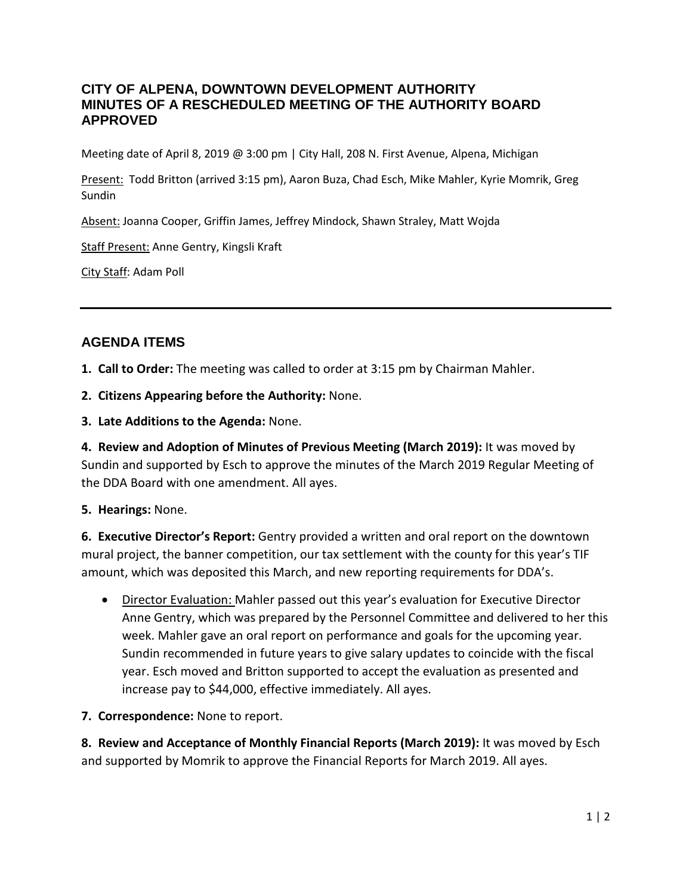# CITY OF ALPENA, DOWNTOWN DEVELOPMENT AUTHORITY
# MINUTES OF A RESCHEDULED MEETING OF THE AUTHORITY BOARD
# APPROVED

Meeting date of April 8, 2019 @ 3:00 pm | City Hall, 208 N. First Avenue, Alpena, Michigan

Present: Todd Britton (arrived 3:15 pm), Aaron Buza, Chad Esch, Mike Mahler, Kyrie Momrik, Greg Sundin

Absent: Joanna Cooper, Griffin James, Jeffrey Mindock, Shawn Straley, Matt Wojda

Staff Present: Anne Gentry, Kingsli Kraft

City Staff: Adam Poll

---

## AGENDA ITEMS

**1. Call to Order:** The meeting was called to order at 3:15 pm by Chairman Mahler.

**2. Citizens Appearing before the Authority:** None.

**3. Late Additions to the Agenda:** None.

**4. Review and Adoption of Minutes of Previous Meeting (March 2019):** It was moved by Sundin and supported by Esch to approve the minutes of the March 2019 Regular Meeting of the DDA Board with one amendment. All ayes.

**5. Hearings:** None.

**6. Executive Director's Report:** Gentry provided a written and oral report on the downtown mural project, the banner competition, our tax settlement with the county for this year's TIF amount, which was deposited this March, and new reporting requirements for DDA's.

- Director Evaluation: Mahler passed out this year's evaluation for Executive Director Anne Gentry, which was prepared by the Personnel Committee and delivered to her this week. Mahler gave an oral report on performance and goals for the upcoming year. Sundin recommended in future years to give salary updates to coincide with the fiscal year. Esch moved and Britton supported to accept the evaluation as presented and increase pay to $44,000, effective immediately. All ayes.

**7. Correspondence:** None to report.

**8. Review and Acceptance of Monthly Financial Reports (March 2019):** It was moved by Esch and supported by Momrik to approve the Financial Reports for March 2019. All ayes.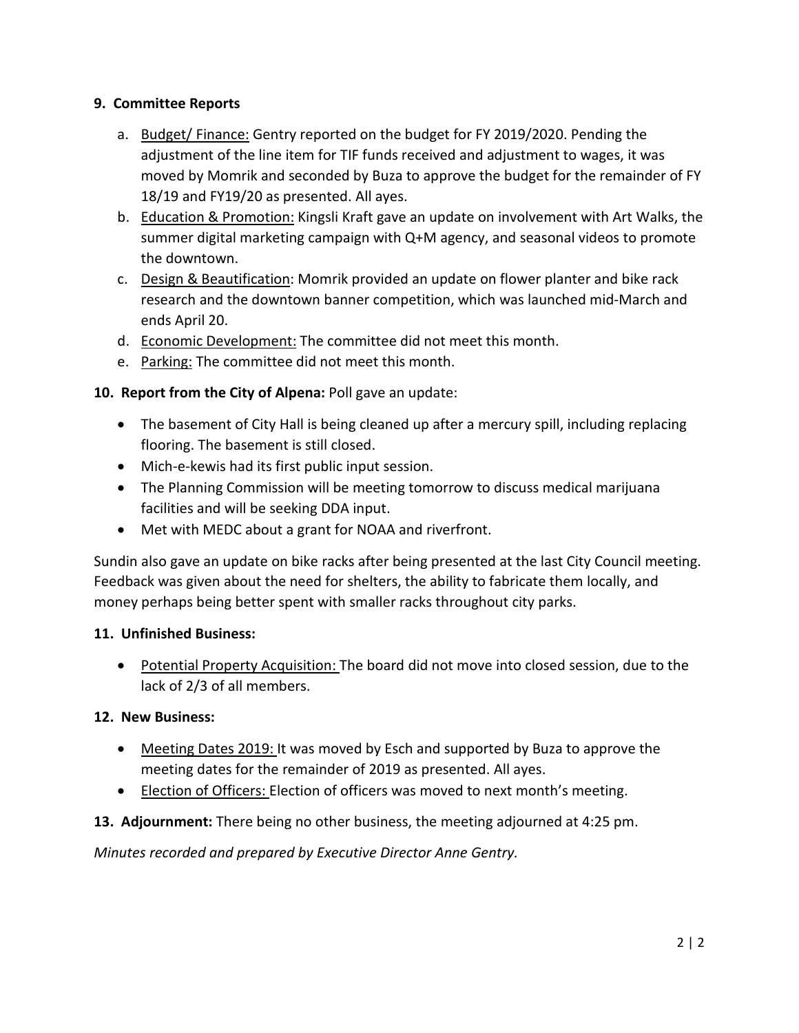**9. Committee Reports**

a. Budget/ Finance: Gentry reported on the budget for FY 2019/2020. Pending the adjustment of the line item for TIF funds received and adjustment to wages, it was moved by Momrik and seconded by Buza to approve the budget for the remainder of FY 18/19 and FY19/20 as presented. All ayes.
b. Education & Promotion: Kingsli Kraft gave an update on involvement with Art Walks, the summer digital marketing campaign with Q+M agency, and seasonal videos to promote the downtown.
c. Design & Beautification: Momrik provided an update on flower planter and bike rack research and the downtown banner competition, which was launched mid-March and ends April 20.
d. Economic Development: The committee did not meet this month.
e. Parking: The committee did not meet this month.

**10. Report from the City of Alpena:** Poll gave an update:

- The basement of City Hall is being cleaned up after a mercury spill, including replacing flooring. The basement is still closed.
- Mich-e-kewis had its first public input session.
- The Planning Commission will be meeting tomorrow to discuss medical marijuana facilities and will be seeking DDA input.
- Met with MEDC about a grant for NOAA and riverfront.

Sundin also gave an update on bike racks after being presented at the last City Council meeting. Feedback was given about the need for shelters, the ability to fabricate them locally, and money perhaps being better spent with smaller racks throughout city parks.

**11. Unfinished Business:**

- Potential Property Acquisition: The board did not move into closed session, due to the lack of 2/3 of all members.

**12. New Business:**

- Meeting Dates 2019: It was moved by Esch and supported by Buza to approve the meeting dates for the remainder of 2019 as presented. All ayes.
- Election of Officers: Election of officers was moved to next month's meeting.

**13. Adjournment:** There being no other business, the meeting adjourned at 4:25 pm.

*Minutes recorded and prepared by Executive Director Anne Gentry.*